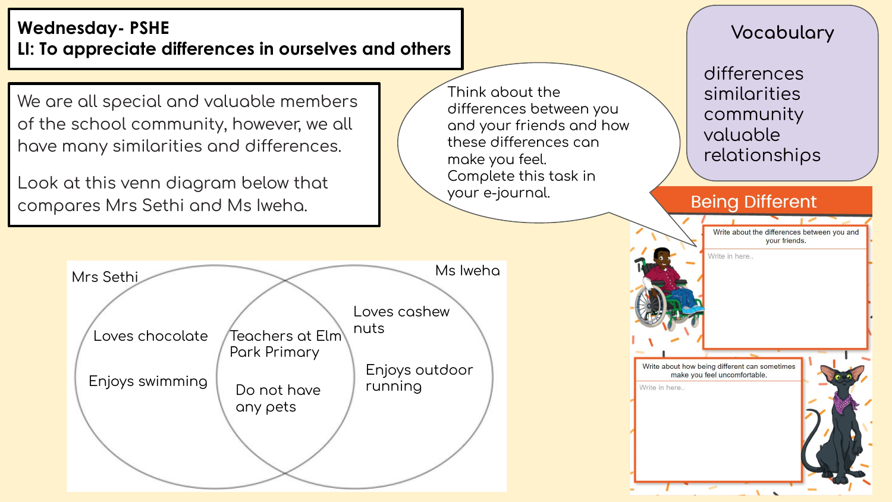# Wednesday- PSHE

## LI: To appreciate differences in ourselves and others

We are all special and valuable members of the school community, however, we all have many similarities and differences.

Look at this venn diagram below that compares Mrs Sethi and Ms Iweha.

**Mrs Sethi**
- Loves chocolate
- Enjoys swimming

**Both**
- Teachers at Elm Park Primary
- Do not have any pets

**Ms Iweha**
- Loves cashew nuts
- Enjoys outdoor running

Think about the differences between you and your friends and how these differences can make you feel. Complete this task in your e-journal.

### Vocabulary

- differences
- similarities
- community
- valuable
- relationships

### Being Different

Write about the differences between you and your friends.

Write in here..

Write about how being different can sometimes make you feel uncomfortable.

Write in here..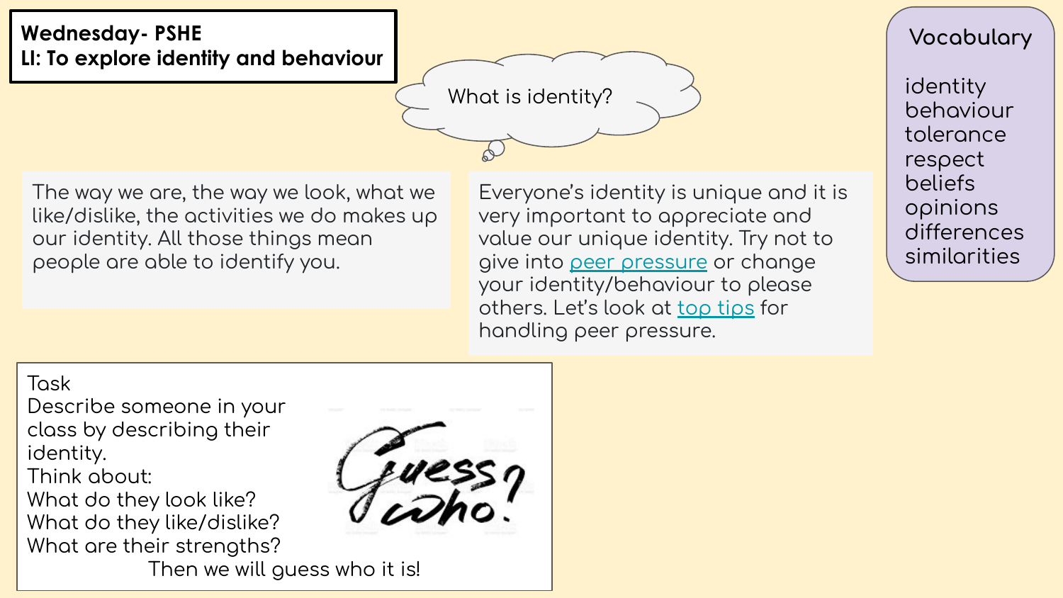**Wednesday- PSHE**
**LI: To explore identity and behaviour**

What is identity?

The way we are, the way we look, what we like/dislike, the activities we do makes up our identity. All those things mean people are able to identify you.

Everyone's identity is unique and it is very important to appreciate and value our unique identity. Try not to give into peer pressure or change your identity/behaviour to please others. Let's look at top tips for handling peer pressure.

## Vocabulary

identity
behaviour
tolerance
respect
beliefs
opinions
differences
similarities

Task
Describe someone in your class by describing their identity.
Think about:
What do they look like?
What do they like/dislike?
What are their strengths?
Then we will guess who it is!

Guess who?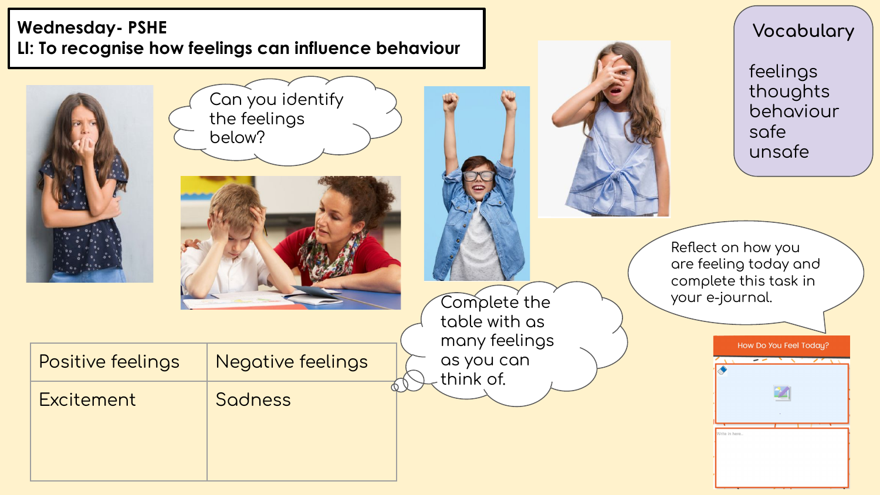**Wednesday- PSHE**
**LI: To recognise how feelings can influence behaviour**

Can you identify the feelings below?

Vocabulary

feelings
thoughts
behaviour
safe
unsafe

Reflect on how you are feeling today and complete this task in your e-journal.

How Do You Feel Today?

Write in here..

Complete the table with as many feelings as you can think of.

| Positive feelings | Negative feelings |
| --- | --- |
| Excitement | Sadness |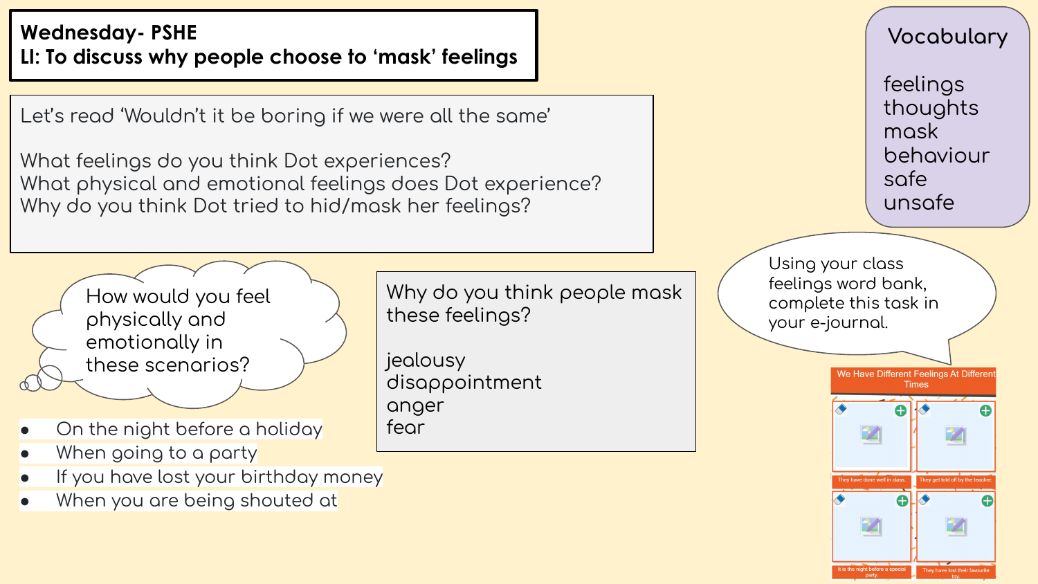**Wednesday- PSHE**
**LI: To discuss why people choose to 'mask' feelings**

Let's read 'Wouldn't it be boring if we were all the same'

What feelings do you think Dot experiences?
What physical and emotional feelings does Dot experience?
Why do you think Dot tried to hid/mask her feelings?

How would you feel physically and emotionally in these scenarios?

- On the night before a holiday
- When going to a party
- If you have lost your birthday money
- When you are being shouted at

Why do you think people mask these feelings?

jealousy
disappointment
anger
fear

Vocabulary

feelings
thoughts
mask
behaviour
safe
unsafe

Using your class feelings word bank, complete this task in your e-journal.

We Have Different Feelings At Different Times

They have done well in class.

They get told off by the teacher.

It is the night before a special party.

They have lost their favourite toy.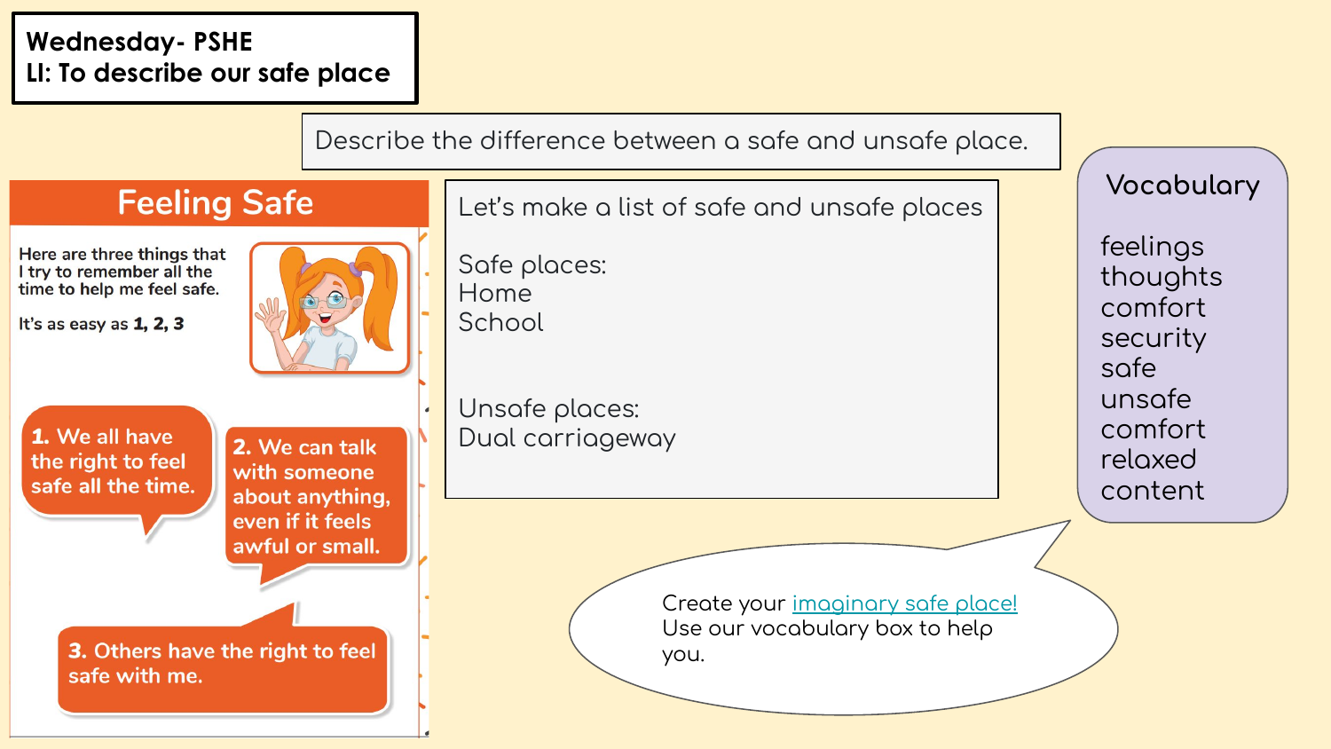**Wednesday- PSHE**
**LI: To describe our safe place**

Describe the difference between a safe and unsafe place.

## Feeling Safe

Here are three things that I try to remember all the time to help me feel safe.

It's as easy as **1, 2, 3**

**1.** We all have the right to feel safe all the time.

**2.** We can talk with someone about anything, even if it feels awful or small.

**3.** Others have the right to feel safe with me.

Let's make a list of safe and unsafe places

Safe places:
Home
School

Unsafe places:
Dual carriageway

### Vocabulary

feelings
thoughts
comfort
security
safe
unsafe
comfort
relaxed
content

Create your imaginary safe place!
Use our vocabulary box to help you.